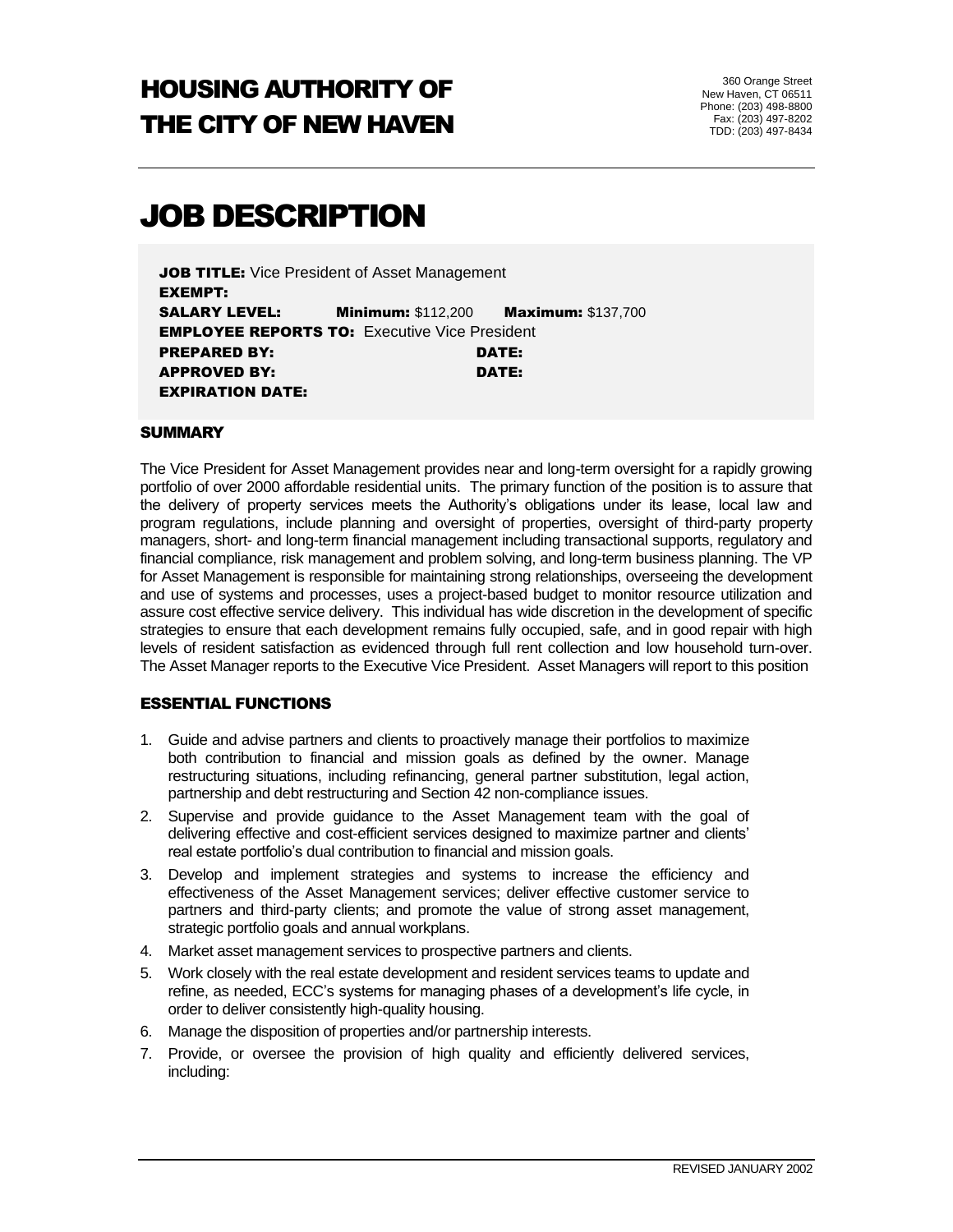# HOUSING AUTHORITY OF THE CITY OF NEW HAVEN

360 Orange Street
New Haven, CT 06511
Phone: (203) 498-8800
Fax: (203) 497-8202
TDD: (203) 497-8434

# JOB DESCRIPTION

**JOB TITLE:** Vice President of Asset Management
**EXEMPT:**
**SALARY LEVEL:** **Minimum:** \$112,200 **Maximum:** \$137,700
**EMPLOYEE REPORTS TO:** Executive Vice President
**PREPARED BY:** **DATE:**
**APPROVED BY:** **DATE:**
**EXPIRATION DATE:**

### SUMMARY

The Vice President for Asset Management provides near and long-term oversight for a rapidly growing portfolio of over 2000 affordable residential units. The primary function of the position is to assure that the delivery of property services meets the Authority's obligations under its lease, local law and program regulations, include planning and oversight of properties, oversight of third-party property managers, short- and long-term financial management including transactional supports, regulatory and financial compliance, risk management and problem solving, and long-term business planning. The VP for Asset Management is responsible for maintaining strong relationships, overseeing the development and use of systems and processes, uses a project-based budget to monitor resource utilization and assure cost effective service delivery. This individual has wide discretion in the development of specific strategies to ensure that each development remains fully occupied, safe, and in good repair with high levels of resident satisfaction as evidenced through full rent collection and low household turn-over. The Asset Manager reports to the Executive Vice President. Asset Managers will report to this position

### ESSENTIAL FUNCTIONS

1. Guide and advise partners and clients to proactively manage their portfolios to maximize both contribution to financial and mission goals as defined by the owner. Manage restructuring situations, including refinancing, general partner substitution, legal action, partnership and debt restructuring and Section 42 non-compliance issues.
2. Supervise and provide guidance to the Asset Management team with the goal of delivering effective and cost-efficient services designed to maximize partner and clients' real estate portfolio's dual contribution to financial and mission goals.
3. Develop and implement strategies and systems to increase the efficiency and effectiveness of the Asset Management services; deliver effective customer service to partners and third-party clients; and promote the value of strong asset management, strategic portfolio goals and annual workplans.
4. Market asset management services to prospective partners and clients.
5. Work closely with the real estate development and resident services teams to update and refine, as needed, ECC's systems for managing phases of a development's life cycle, in order to deliver consistently high-quality housing.
6. Manage the disposition of properties and/or partnership interests.
7. Provide, or oversee the provision of high quality and efficiently delivered services, including:

REVISED JANUARY 2002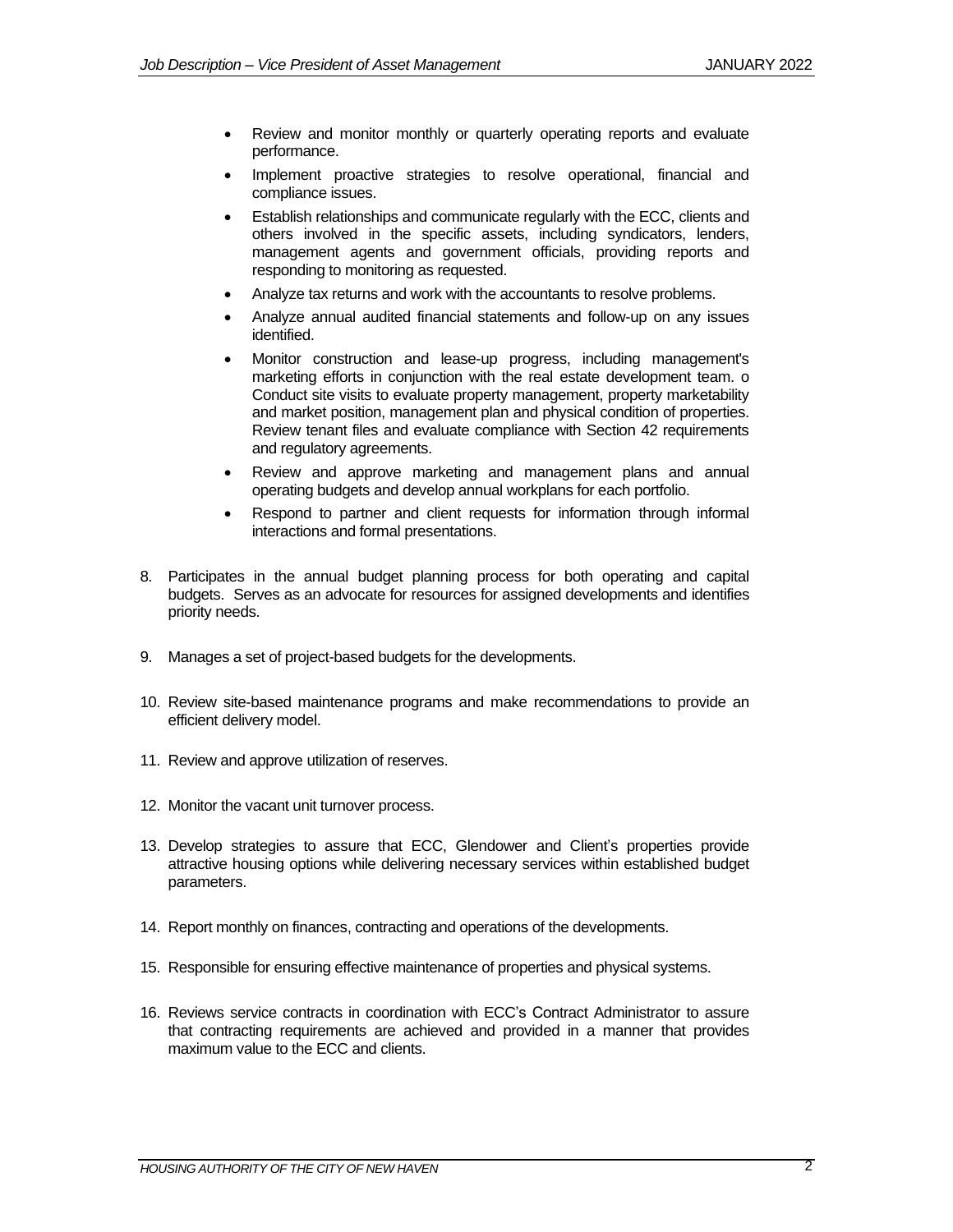- Review and monitor monthly or quarterly operating reports and evaluate performance.
- Implement proactive strategies to resolve operational, financial and compliance issues.
- Establish relationships and communicate regularly with the ECC, clients and others involved in the specific assets, including syndicators, lenders, management agents and government officials, providing reports and responding to monitoring as requested.
- Analyze tax returns and work with the accountants to resolve problems.
- Analyze annual audited financial statements and follow-up on any issues identified.
- Monitor construction and lease-up progress, including management's marketing efforts in conjunction with the real estate development team. o Conduct site visits to evaluate property management, property marketability and market position, management plan and physical condition of properties. Review tenant files and evaluate compliance with Section 42 requirements and regulatory agreements.
- Review and approve marketing and management plans and annual operating budgets and develop annual workplans for each portfolio.
- Respond to partner and client requests for information through informal interactions and formal presentations.

8. Participates in the annual budget planning process for both operating and capital budgets. Serves as an advocate for resources for assigned developments and identifies priority needs.

9. Manages a set of project-based budgets for the developments.

10. Review site-based maintenance programs and make recommendations to provide an efficient delivery model.

11. Review and approve utilization of reserves.

12. Monitor the vacant unit turnover process.

13. Develop strategies to assure that ECC, Glendower and Client's properties provide attractive housing options while delivering necessary services within established budget parameters.

14. Report monthly on finances, contracting and operations of the developments.

15. Responsible for ensuring effective maintenance of properties and physical systems.

16. Reviews service contracts in coordination with ECC's Contract Administrator to assure that contracting requirements are achieved and provided in a manner that provides maximum value to the ECC and clients.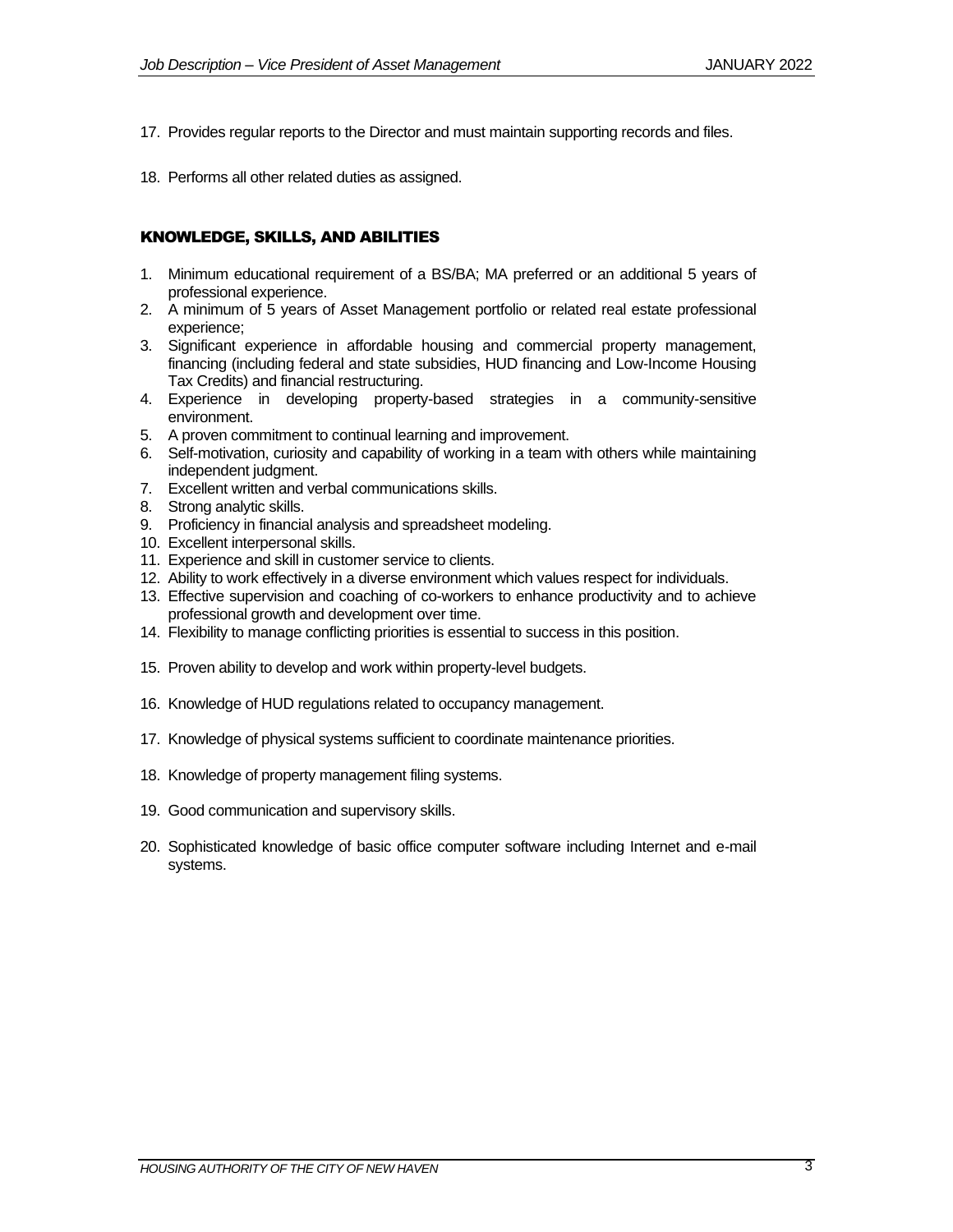17. Provides regular reports to the Director and must maintain supporting records and files.

18. Performs all other related duties as assigned.

## KNOWLEDGE, SKILLS, AND ABILITIES

1. Minimum educational requirement of a BS/BA; MA preferred or an additional 5 years of professional experience.
2. A minimum of 5 years of Asset Management portfolio or related real estate professional experience;
3. Significant experience in affordable housing and commercial property management, financing (including federal and state subsidies, HUD financing and Low-Income Housing Tax Credits) and financial restructuring.
4. Experience in developing property-based strategies in a community-sensitive environment.
5. A proven commitment to continual learning and improvement.
6. Self-motivation, curiosity and capability of working in a team with others while maintaining independent judgment.
7. Excellent written and verbal communications skills.
8. Strong analytic skills.
9. Proficiency in financial analysis and spreadsheet modeling.
10. Excellent interpersonal skills.
11. Experience and skill in customer service to clients.
12. Ability to work effectively in a diverse environment which values respect for individuals.
13. Effective supervision and coaching of co-workers to enhance productivity and to achieve professional growth and development over time.
14. Flexibility to manage conflicting priorities is essential to success in this position.
15. Proven ability to develop and work within property-level budgets.
16. Knowledge of HUD regulations related to occupancy management.
17. Knowledge of physical systems sufficient to coordinate maintenance priorities.
18. Knowledge of property management filing systems.
19. Good communication and supervisory skills.
20. Sophisticated knowledge of basic office computer software including Internet and e-mail systems.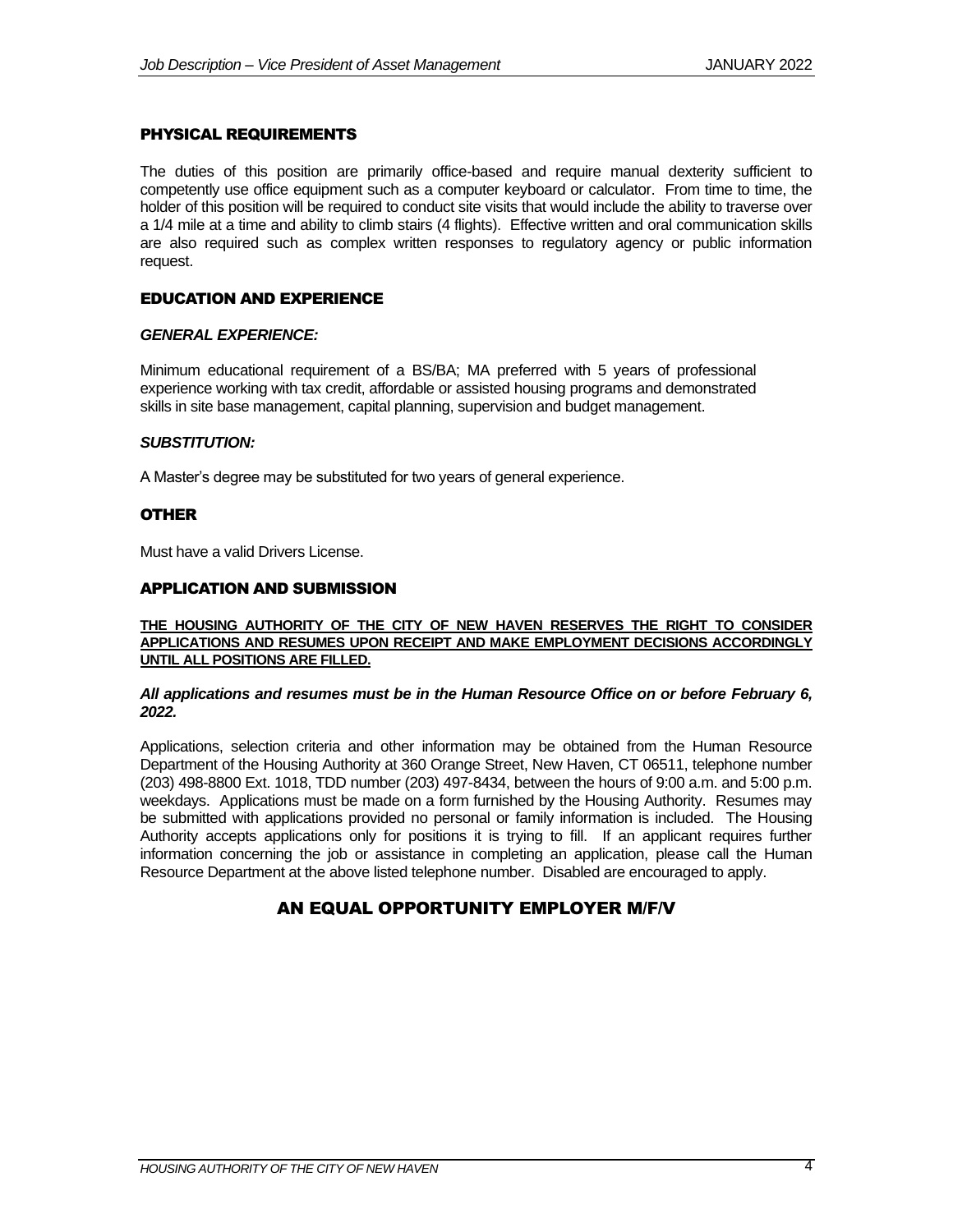## PHYSICAL REQUIREMENTS

The duties of this position are primarily office-based and require manual dexterity sufficient to competently use office equipment such as a computer keyboard or calculator. From time to time, the holder of this position will be required to conduct site visits that would include the ability to traverse over a 1/4 mile at a time and ability to climb stairs (4 flights). Effective written and oral communication skills are also required such as complex written responses to regulatory agency or public information request.

## EDUCATION AND EXPERIENCE

### *GENERAL EXPERIENCE:*

Minimum educational requirement of a BS/BA; MA preferred with 5 years of professional experience working with tax credit, affordable or assisted housing programs and demonstrated skills in site base management, capital planning, supervision and budget management.

### *SUBSTITUTION:*

A Master's degree may be substituted for two years of general experience.

## OTHER

Must have a valid Drivers License.

## APPLICATION AND SUBMISSION

**THE HOUSING AUTHORITY OF THE CITY OF NEW HAVEN RESERVES THE RIGHT TO CONSIDER APPLICATIONS AND RESUMES UPON RECEIPT AND MAKE EMPLOYMENT DECISIONS ACCORDINGLY UNTIL ALL POSITIONS ARE FILLED.**

***All applications and resumes must be in the Human Resource Office on or before February 6, 2022.***

Applications, selection criteria and other information may be obtained from the Human Resource Department of the Housing Authority at 360 Orange Street, New Haven, CT 06511, telephone number (203) 498-8800 Ext. 1018, TDD number (203) 497-8434, between the hours of 9:00 a.m. and 5:00 p.m. weekdays. Applications must be made on a form furnished by the Housing Authority. Resumes may be submitted with applications provided no personal or family information is included. The Housing Authority accepts applications only for positions it is trying to fill. If an applicant requires further information concerning the job or assistance in completing an application, please call the Human Resource Department at the above listed telephone number. Disabled are encouraged to apply.

## AN EQUAL OPPORTUNITY EMPLOYER M/F/V